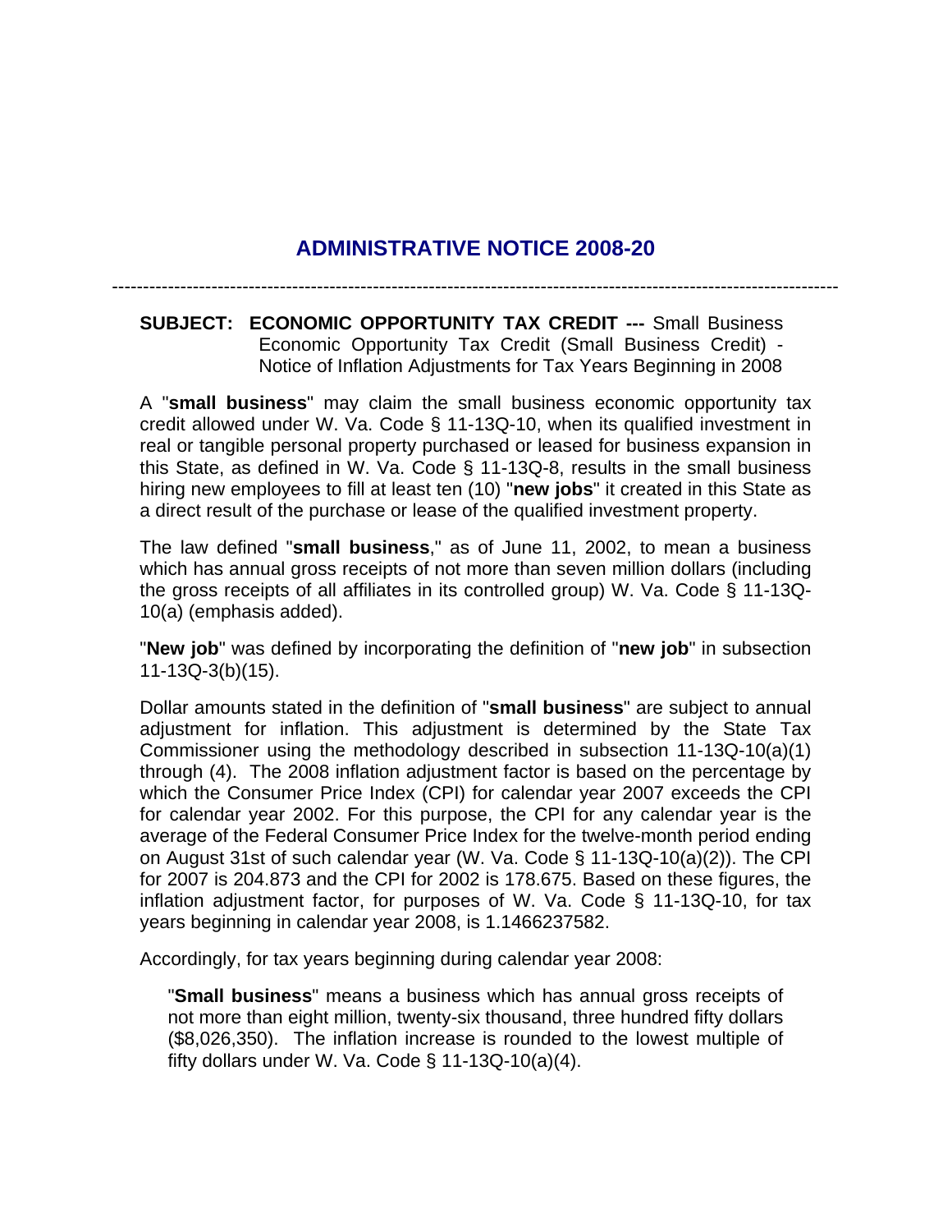# ADMINISTRATIVE NOTICE 2008-20

---

**SUBJECT: ECONOMIC OPPORTUNITY TAX CREDIT ---** Small Business Economic Opportunity Tax Credit (Small Business Credit) - Notice of Inflation Adjustments for Tax Years Beginning in 2008

A "**small business**" may claim the small business economic opportunity tax credit allowed under W. Va. Code § 11-13Q-10, when its qualified investment in real or tangible personal property purchased or leased for business expansion in this State, as defined in W. Va. Code § 11-13Q-8, results in the small business hiring new employees to fill at least ten (10) "**new jobs**" it created in this State as a direct result of the purchase or lease of the qualified investment property.

The law defined "**small business**," as of June 11, 2002, to mean a business which has annual gross receipts of not more than seven million dollars (including the gross receipts of all affiliates in its controlled group) W. Va. Code § 11-13Q-10(a) (emphasis added).

"**New job**" was defined by incorporating the definition of "**new job**" in subsection 11-13Q-3(b)(15).

Dollar amounts stated in the definition of "**small business**" are subject to annual adjustment for inflation. This adjustment is determined by the State Tax Commissioner using the methodology described in subsection 11-13Q-10(a)(1) through (4). The 2008 inflation adjustment factor is based on the percentage by which the Consumer Price Index (CPI) for calendar year 2007 exceeds the CPI for calendar year 2002. For this purpose, the CPI for any calendar year is the average of the Federal Consumer Price Index for the twelve-month period ending on August 31st of such calendar year (W. Va. Code § 11-13Q-10(a)(2)). The CPI for 2007 is 204.873 and the CPI for 2002 is 178.675. Based on these figures, the inflation adjustment factor, for purposes of W. Va. Code § 11-13Q-10, for tax years beginning in calendar year 2008, is 1.1466237582.

Accordingly, for tax years beginning during calendar year 2008:

> "**Small business**" means a business which has annual gross receipts of not more than eight million, twenty-six thousand, three hundred fifty dollars ($8,026,350). The inflation increase is rounded to the lowest multiple of fifty dollars under W. Va. Code § 11-13Q-10(a)(4).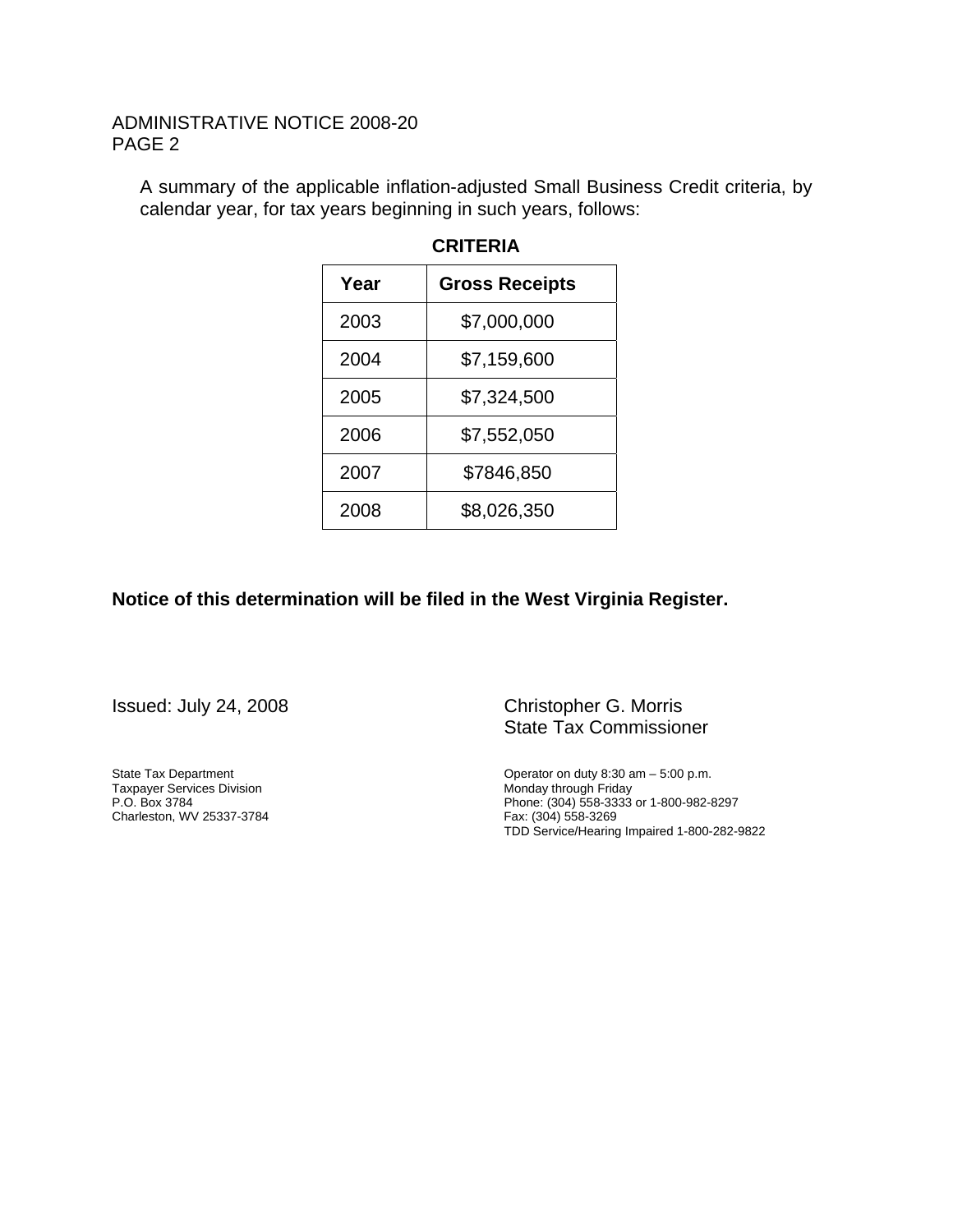A summary of the applicable inflation-adjusted Small Business Credit criteria, by calendar year, for tax years beginning in such years, follows:

**CRITERIA**

| Year | Gross Receipts |
|---|---|
| 2003 | $7,000,000 |
| 2004 | $7,159,600 |
| 2005 | $7,324,500 |
| 2006 | $7,552,050 |
| 2007 | $7846,850 |
| 2008 | $8,026,350 |

**Notice of this determination will be filed in the West Virginia Register.**

Issued: July 24, 2008

Christopher G. Morris
State Tax Commissioner

State Tax Department
Taxpayer Services Division
P.O. Box 3784
Charleston, WV 25337-3784

Operator on duty 8:30 am – 5:00 p.m.
Monday through Friday
Phone: (304) 558-3333 or 1-800-982-8297
Fax: (304) 558-3269
TDD Service/Hearing Impaired 1-800-282-9822